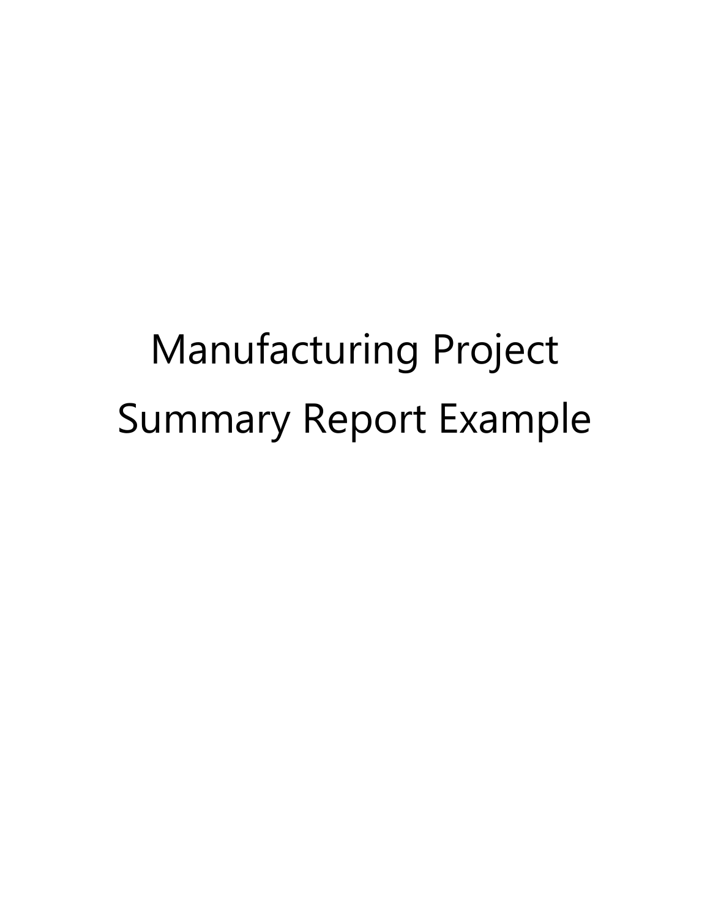# Manufacturing Project Summary Report Example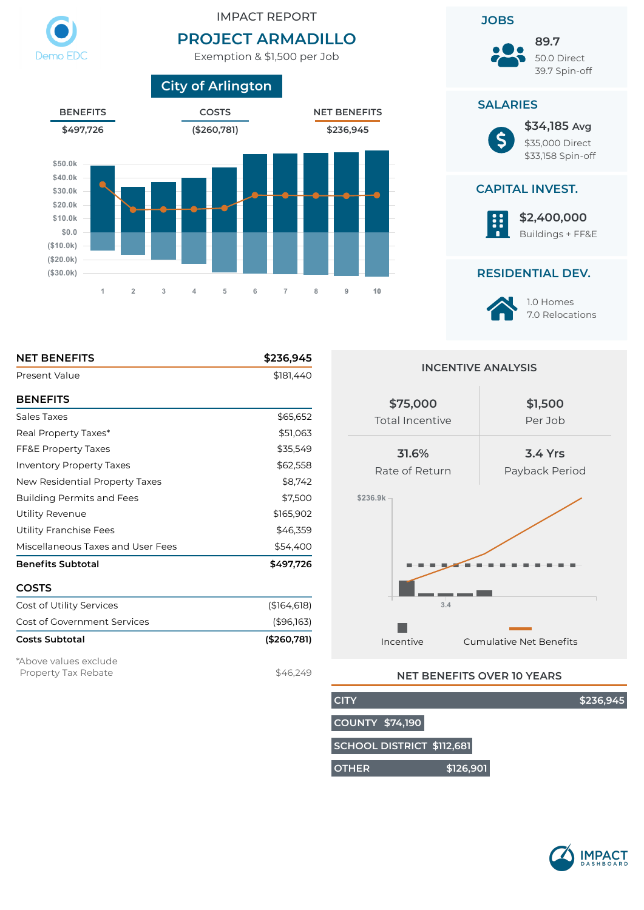Demo EDC

IMPACT REPORT

# PROJECT ARMADILLO

Exemption & $1,500 per Job

## City of Arlington

| BENEFITS | COSTS | NET BENEFITS |
|---|---|---|
| $497,726 | ($260,781) | $236,945 |

## JOBS

**89.7**
50.0 Direct
39.7 Spin-off

## SALARIES

**$34,185** Avg
$35,000 Direct
$33,158 Spin-off

## CAPITAL INVEST.

**$2,400,000**
Buildings + FF&E

## RESIDENTIAL DEV.

1.0 Homes
7.0 Relocations

| **NET BENEFITS** | **$236,945** |
|---|---|
| Present Value | $181,440 |

| **BENEFITS** | |
|---|---|
| Sales Taxes | $65,652 |
| Real Property Taxes* | $51,063 |
| FF&E Property Taxes | $35,549 |
| Inventory Property Taxes | $62,558 |
| New Residential Property Taxes | $8,742 |
| Building Permits and Fees | $7,500 |
| Utility Revenue | $165,902 |
| Utility Franchise Fees | $46,359 |
| Miscellaneous Taxes and User Fees | $54,400 |
| **Benefits Subtotal** | **$497,726** |

| **COSTS** | |
|---|---|
| Cost of Utility Services | ($164,618) |
| Cost of Government Services | ($96,163) |
| **Costs Subtotal** | **($260,781)** |

*Above values exclude Property Tax Rebate — $46,249

## INCENTIVE ANALYSIS

| | |
|---|---|
| **$75,000** Total Incentive | **$1,500** Per Job |
| **31.6%** Rate of Return | **3.4 Yrs** Payback Period |

## NET BENEFITS OVER 10 YEARS

| | |
|---|---|
| CITY | $236,945 |
| COUNTY | $74,190 |
| SCHOOL DISTRICT | $112,681 |
| OTHER | $126,901 |

IMPACT DASHBOARD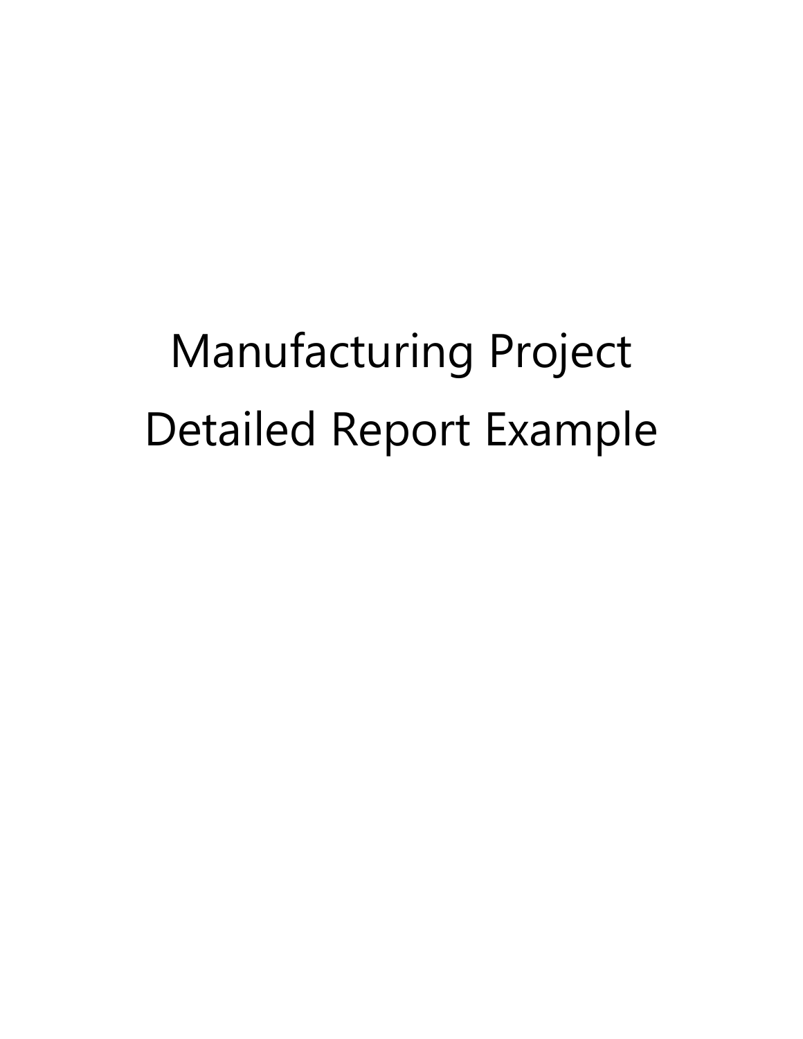# Manufacturing Project Detailed Report Example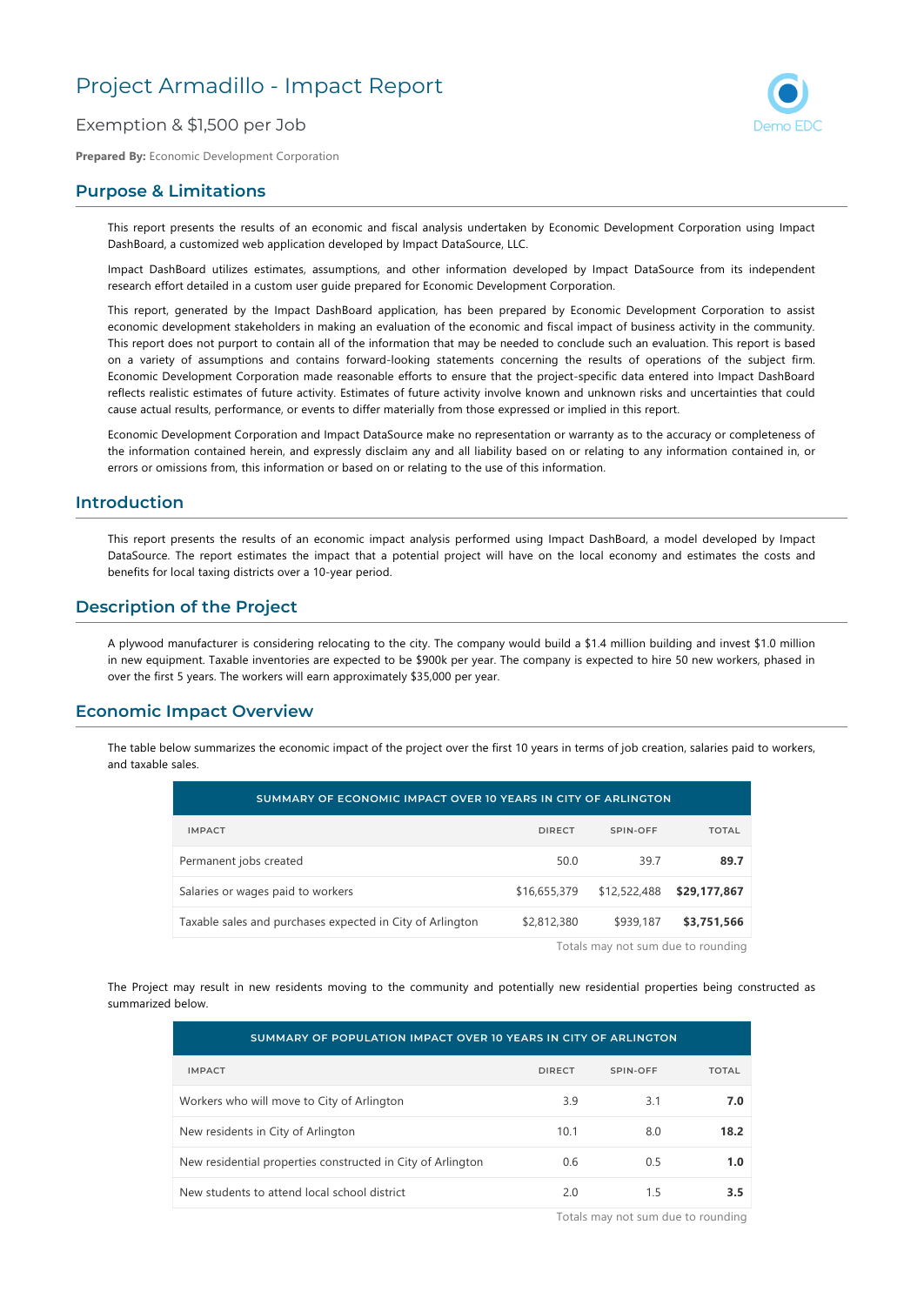# Project Armadillo - Impact Report

Exemption & $1,500 per Job

Demo EDC

**Prepared By:** Economic Development Corporation

## Purpose & Limitations

This report presents the results of an economic and fiscal analysis undertaken by Economic Development Corporation using Impact DashBoard, a customized web application developed by Impact DataSource, LLC.

Impact DashBoard utilizes estimates, assumptions, and other information developed by Impact DataSource from its independent research effort detailed in a custom user guide prepared for Economic Development Corporation.

This report, generated by the Impact DashBoard application, has been prepared by Economic Development Corporation to assist economic development stakeholders in making an evaluation of the economic and fiscal impact of business activity in the community. This report does not purport to contain all of the information that may be needed to conclude such an evaluation. This report is based on a variety of assumptions and contains forward-looking statements concerning the results of operations of the subject firm. Economic Development Corporation made reasonable efforts to ensure that the project-specific data entered into Impact DashBoard reflects realistic estimates of future activity. Estimates of future activity involve known and unknown risks and uncertainties that could cause actual results, performance, or events to differ materially from those expressed or implied in this report.

Economic Development Corporation and Impact DataSource make no representation or warranty as to the accuracy or completeness of the information contained herein, and expressly disclaim any and all liability based on or relating to any information contained in, or errors or omissions from, this information or based on or relating to the use of this information.

## Introduction

This report presents the results of an economic impact analysis performed using Impact DashBoard, a model developed by Impact DataSource. The report estimates the impact that a potential project will have on the local economy and estimates the costs and benefits for local taxing districts over a 10-year period.

## Description of the Project

A plywood manufacturer is considering relocating to the city. The company would build a $1.4 million building and invest $1.0 million in new equipment. Taxable inventories are expected to be $900k per year. The company is expected to hire 50 new workers, phased in over the first 5 years. The workers will earn approximately $35,000 per year.

## Economic Impact Overview

The table below summarizes the economic impact of the project over the first 10 years in terms of job creation, salaries paid to workers, and taxable sales.

| SUMMARY OF ECONOMIC IMPACT OVER 10 YEARS IN CITY OF ARLINGTON | | | |
|---|---|---|---|
| IMPACT | DIRECT | SPIN-OFF | TOTAL |
| Permanent jobs created | 50.0 | 39.7 | **89.7** |
| Salaries or wages paid to workers | $16,655,379 | $12,522,488 | **$29,177,867** |
| Taxable sales and purchases expected in City of Arlington | $2,812,380 | $939,187 | **$3,751,566** |

Totals may not sum due to rounding

The Project may result in new residents moving to the community and potentially new residential properties being constructed as summarized below.

| SUMMARY OF POPULATION IMPACT OVER 10 YEARS IN CITY OF ARLINGTON | | | |
|---|---|---|---|
| IMPACT | DIRECT | SPIN-OFF | TOTAL |
| Workers who will move to City of Arlington | 3.9 | 3.1 | **7.0** |
| New residents in City of Arlington | 10.1 | 8.0 | **18.2** |
| New residential properties constructed in City of Arlington | 0.6 | 0.5 | **1.0** |
| New students to attend local school district | 2.0 | 1.5 | **3.5** |

Totals may not sum due to rounding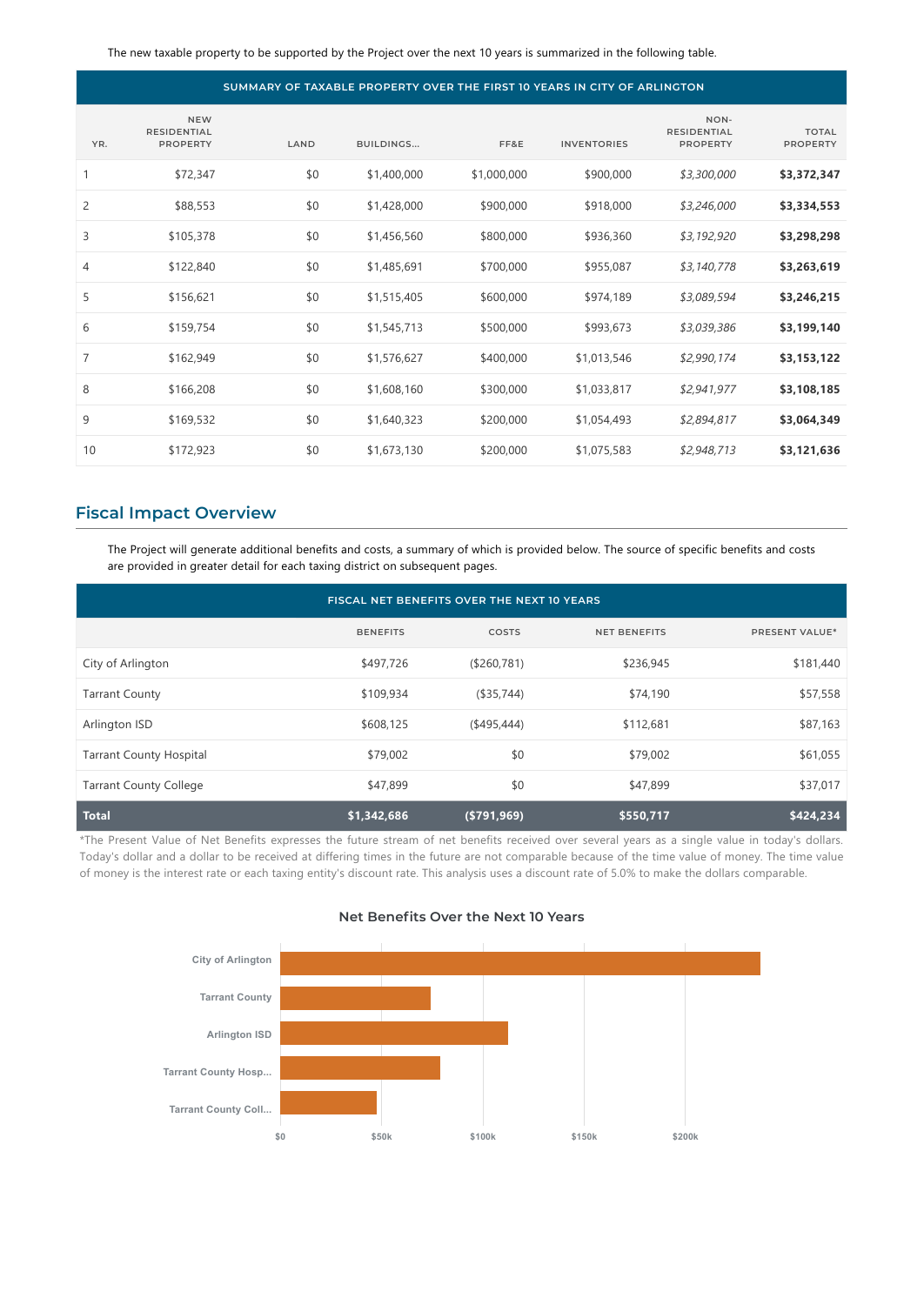The new taxable property to be supported by the Project over the next 10 years is summarized in the following table.

| SUMMARY OF TAXABLE PROPERTY OVER THE FIRST 10 YEARS IN CITY OF ARLINGTON | | | | | | | |
|---|---|---|---|---|---|---|---|
| YR. | NEW RESIDENTIAL PROPERTY | LAND | BUILDINGS... | FF&E | INVENTORIES | NON-RESIDENTIAL PROPERTY | TOTAL PROPERTY |
| 1 | $72,347 | $0 | $1,400,000 | $1,000,000 | $900,000 | *$3,300,000* | **$3,372,347** |
| 2 | $88,553 | $0 | $1,428,000 | $900,000 | $918,000 | *$3,246,000* | **$3,334,553** |
| 3 | $105,378 | $0 | $1,456,560 | $800,000 | $936,360 | *$3,192,920* | **$3,298,298** |
| 4 | $122,840 | $0 | $1,485,691 | $700,000 | $955,087 | *$3,140,778* | **$3,263,619** |
| 5 | $156,621 | $0 | $1,515,405 | $600,000 | $974,189 | *$3,089,594* | **$3,246,215** |
| 6 | $159,754 | $0 | $1,545,713 | $500,000 | $993,673 | *$3,039,386* | **$3,199,140** |
| 7 | $162,949 | $0 | $1,576,627 | $400,000 | $1,013,546 | *$2,990,174* | **$3,153,122** |
| 8 | $166,208 | $0 | $1,608,160 | $300,000 | $1,033,817 | *$2,941,977* | **$3,108,185** |
| 9 | $169,532 | $0 | $1,640,323 | $200,000 | $1,054,493 | *$2,894,817* | **$3,064,349** |
| 10 | $172,923 | $0 | $1,673,130 | $200,000 | $1,075,583 | *$2,948,713* | **$3,121,636** |

## Fiscal Impact Overview

The Project will generate additional benefits and costs, a summary of which is provided below. The source of specific benefits and costs are provided in greater detail for each taxing district on subsequent pages.

| FISCAL NET BENEFITS OVER THE NEXT 10 YEARS | | | | |
|---|---|---|---|---|
| | BENEFITS | COSTS | NET BENEFITS | PRESENT VALUE* |
| City of Arlington | $497,726 | ($260,781) | $236,945 | $181,440 |
| Tarrant County | $109,934 | ($35,744) | $74,190 | $57,558 |
| Arlington ISD | $608,125 | ($495,444) | $112,681 | $87,163 |
| Tarrant County Hospital | $79,002 | $0 | $79,002 | $61,055 |
| Tarrant County College | $47,899 | $0 | $47,899 | $37,017 |
| **Total** | **$1,342,686** | **($791,969)** | **$550,717** | **$424,234** |

*The Present Value of Net Benefits expresses the future stream of net benefits received over several years as a single value in today's dollars. Today's dollar and a dollar to be received at differing times in the future are not comparable because of the time value of money. The time value of money is the interest rate or each taxing entity's discount rate. This analysis uses a discount rate of 5.0% to make the dollars comparable.

### Net Benefits Over the Next 10 Years

| | Net Benefits |
|---|---|
| City of Arlington | $236,945 |
| Tarrant County | $74,190 |
| Arlington ISD | $112,681 |
| Tarrant County Hosp... | $79,002 |
| Tarrant County Coll... | $47,899 |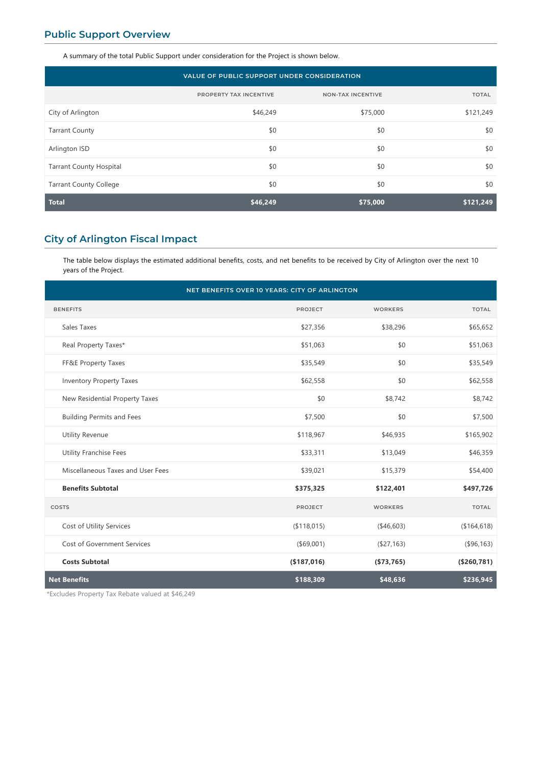## Public Support Overview

A summary of the total Public Support under consideration for the Project is shown below.

| VALUE OF PUBLIC SUPPORT UNDER CONSIDERATION | | | |
|---|---|---|---|
| | PROPERTY TAX INCENTIVE | NON-TAX INCENTIVE | TOTAL |
| City of Arlington | $46,249 | $75,000 | $121,249 |
| Tarrant County | $0 | $0 | $0 |
| Arlington ISD | $0 | $0 | $0 |
| Tarrant County Hospital | $0 | $0 | $0 |
| Tarrant County College | $0 | $0 | $0 |
| **Total** | **$46,249** | **$75,000** | **$121,249** |

## City of Arlington Fiscal Impact

The table below displays the estimated additional benefits, costs, and net benefits to be received by City of Arlington over the next 10 years of the Project.

| NET BENEFITS OVER 10 YEARS: CITY OF ARLINGTON | | | |
|---|---|---|---|
| BENEFITS | PROJECT | WORKERS | TOTAL |
| Sales Taxes | $27,356 | $38,296 | $65,652 |
| Real Property Taxes* | $51,063 | $0 | $51,063 |
| FF&E Property Taxes | $35,549 | $0 | $35,549 |
| Inventory Property Taxes | $62,558 | $0 | $62,558 |
| New Residential Property Taxes | $0 | $8,742 | $8,742 |
| Building Permits and Fees | $7,500 | $0 | $7,500 |
| Utility Revenue | $118,967 | $46,935 | $165,902 |
| Utility Franchise Fees | $33,311 | $13,049 | $46,359 |
| Miscellaneous Taxes and User Fees | $39,021 | $15,379 | $54,400 |
| **Benefits Subtotal** | **$375,325** | **$122,401** | **$497,726** |
| COSTS | PROJECT | WORKERS | TOTAL |
| Cost of Utility Services | ($118,015) | ($46,603) | ($164,618) |
| Cost of Government Services | ($69,001) | ($27,163) | ($96,163) |
| **Costs Subtotal** | **($187,016)** | **($73,765)** | **($260,781)** |
| **Net Benefits** | **$188,309** | **$48,636** | **$236,945** |

*Excludes Property Tax Rebate valued at $46,249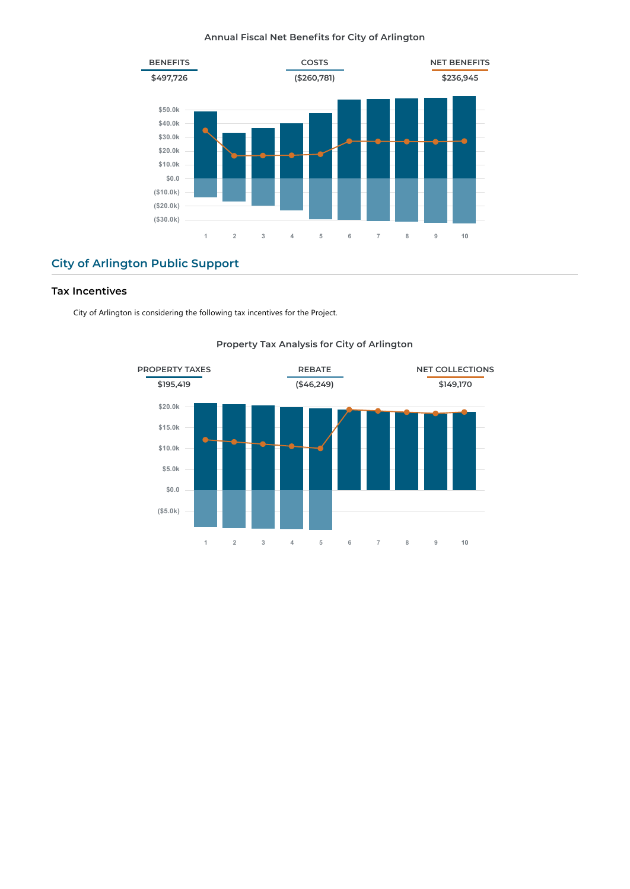Annual Fiscal Net Benefits for City of Arlington

| BENEFITS | COSTS | NET BENEFITS |
|---|---|---|
| $497,726 | ($260,781) | $236,945 |

## City of Arlington Public Support

### Tax Incentives

City of Arlington is considering the following tax incentives for the Project.

Property Tax Analysis for City of Arlington

| PROPERTY TAXES | REBATE | NET COLLECTIONS |
|---|---|---|
| $195,419 | ($46,249) | $149,170 |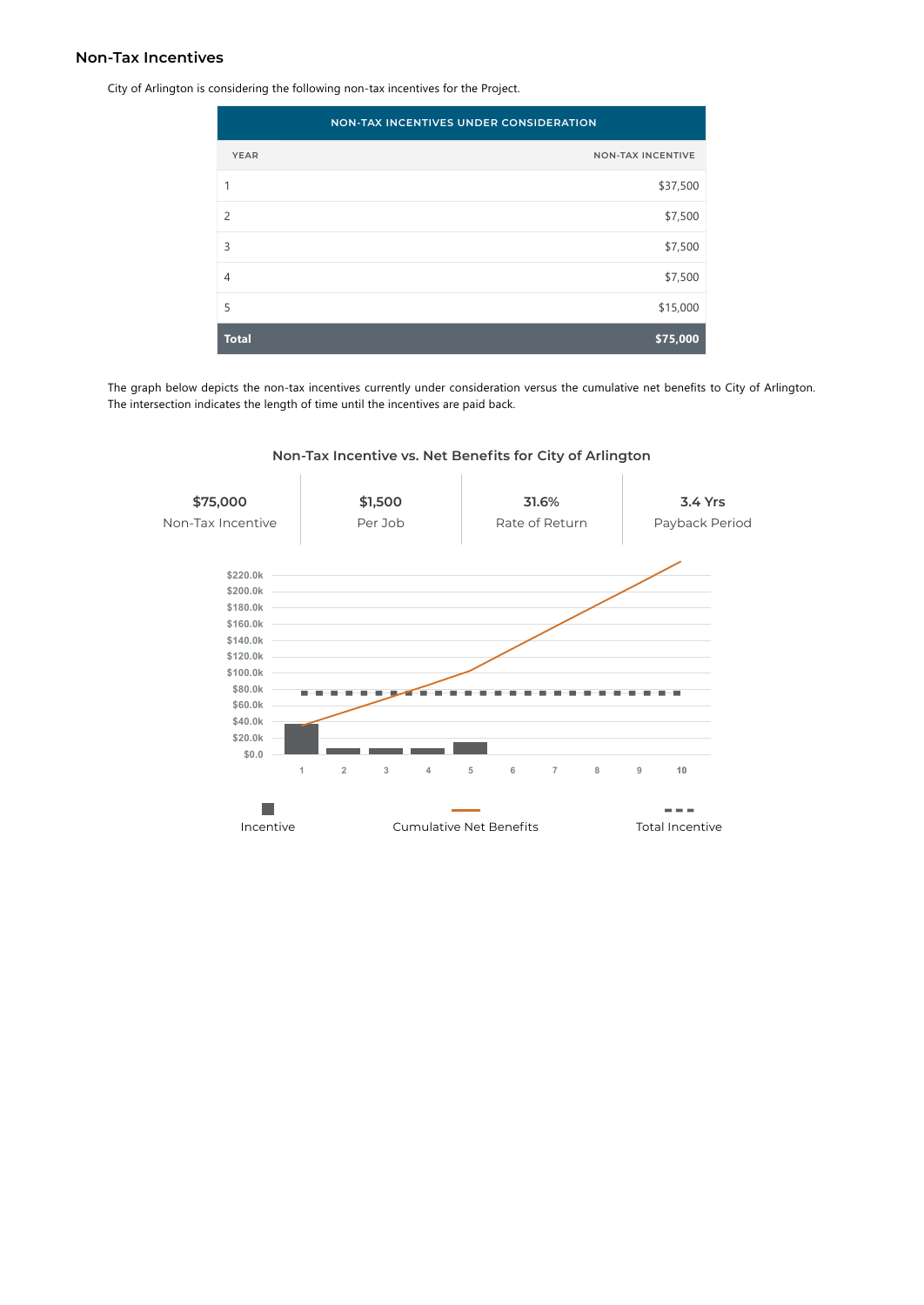## Non-Tax Incentives

City of Arlington is considering the following non-tax incentives for the Project.

| NON-TAX INCENTIVES UNDER CONSIDERATION | |
|---|---|
| YEAR | NON-TAX INCENTIVE |
| 1 | $37,500 |
| 2 | $7,500 |
| 3 | $7,500 |
| 4 | $7,500 |
| 5 | $15,000 |
| **Total** | **$75,000** |

The graph below depicts the non-tax incentives currently under consideration versus the cumulative net benefits to City of Arlington. The intersection indicates the length of time until the incentives are paid back.

### Non-Tax Incentive vs. Net Benefits for City of Arlington

| $75,000 | $1,500 | 31.6% | 3.4 Yrs |
|---|---|---|---|
| Non-Tax Incentive | Per Job | Rate of Return | Payback Period |

Incentive — Cumulative Net Benefits — Total Incentive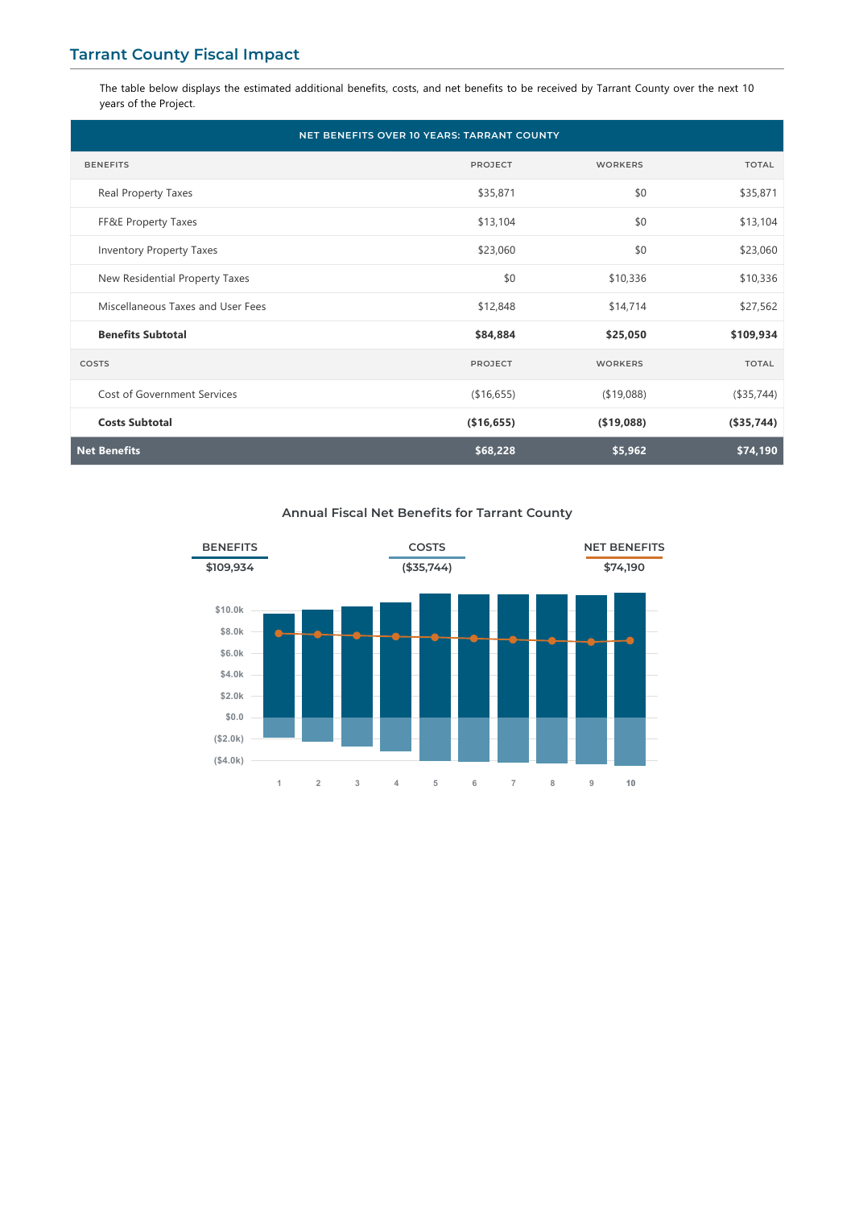## Tarrant County Fiscal Impact

The table below displays the estimated additional benefits, costs, and net benefits to be received by Tarrant County over the next 10 years of the Project.

| NET BENEFITS OVER 10 YEARS: TARRANT COUNTY | | | |
|---|---|---|---|
| BENEFITS | PROJECT | WORKERS | TOTAL |
| Real Property Taxes | $35,871 | $0 | $35,871 |
| FF&E Property Taxes | $13,104 | $0 | $13,104 |
| Inventory Property Taxes | $23,060 | $0 | $23,060 |
| New Residential Property Taxes | $0 | $10,336 | $10,336 |
| Miscellaneous Taxes and User Fees | $12,848 | $14,714 | $27,562 |
| **Benefits Subtotal** | **$84,884** | **$25,050** | **$109,934** |
| COSTS | PROJECT | WORKERS | TOTAL |
| Cost of Government Services | ($16,655) | ($19,088) | ($35,744) |
| **Costs Subtotal** | **($16,655)** | **($19,088)** | **($35,744)** |
| **Net Benefits** | **$68,228** | **$5,962** | **$74,190** |

### Annual Fiscal Net Benefits for Tarrant County

| BENEFITS | COSTS | NET BENEFITS |
|---|---|---|
| $109,934 | ($35,744) | $74,190 |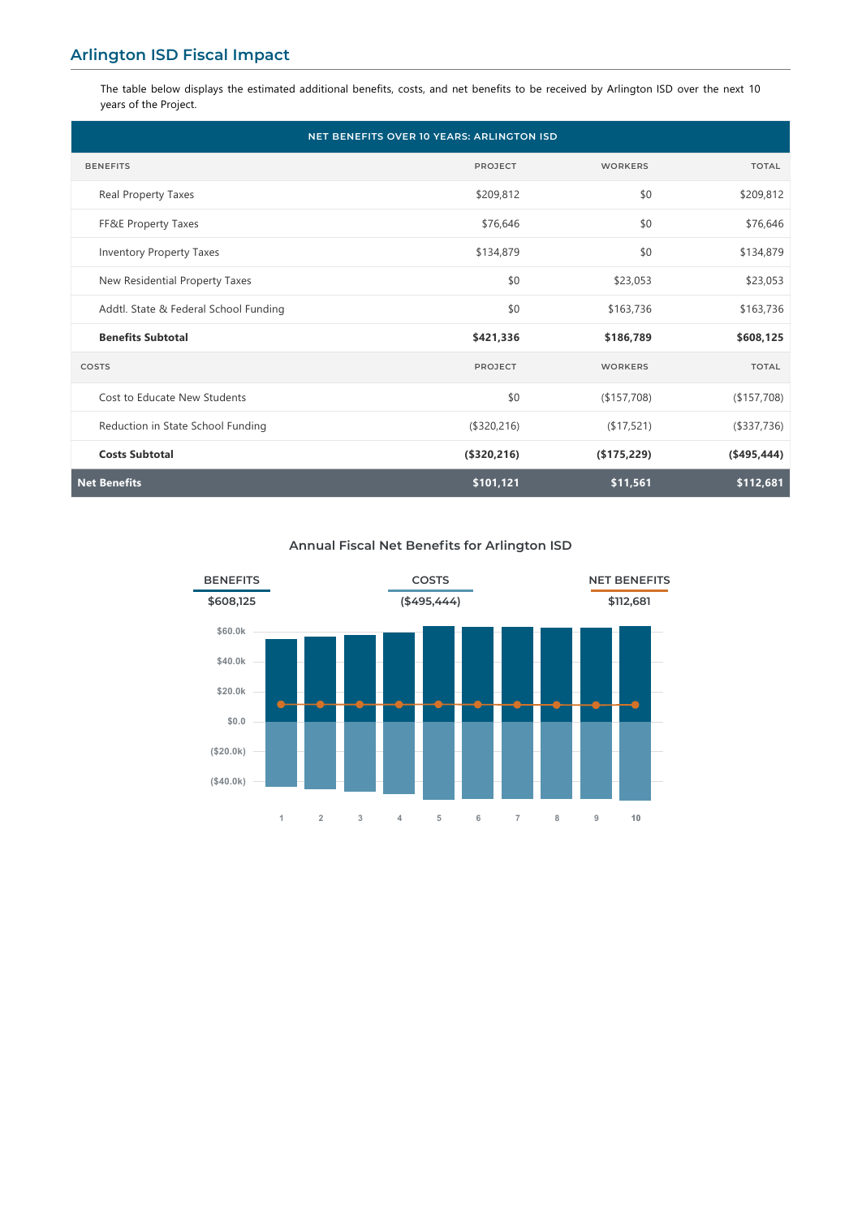## Arlington ISD Fiscal Impact

The table below displays the estimated additional benefits, costs, and net benefits to be received by Arlington ISD over the next 10 years of the Project.

| NET BENEFITS OVER 10 YEARS: ARLINGTON ISD | | | |
|---|---|---|---|
| BENEFITS | PROJECT | WORKERS | TOTAL |
| Real Property Taxes | $209,812 | $0 | $209,812 |
| FF&E Property Taxes | $76,646 | $0 | $76,646 |
| Inventory Property Taxes | $134,879 | $0 | $134,879 |
| New Residential Property Taxes | $0 | $23,053 | $23,053 |
| Addtl. State & Federal School Funding | $0 | $163,736 | $163,736 |
| **Benefits Subtotal** | **$421,336** | **$186,789** | **$608,125** |
| COSTS | PROJECT | WORKERS | TOTAL |
| Cost to Educate New Students | $0 | ($157,708) | ($157,708) |
| Reduction in State School Funding | ($320,216) | ($17,521) | ($337,736) |
| **Costs Subtotal** | **($320,216)** | **($175,229)** | **($495,444)** |
| **Net Benefits** | **$101,121** | **$11,561** | **$112,681** |

### Annual Fiscal Net Benefits for Arlington ISD

| BENEFITS | COSTS | NET BENEFITS |
|---|---|---|
| $608,125 | ($495,444) | $112,681 |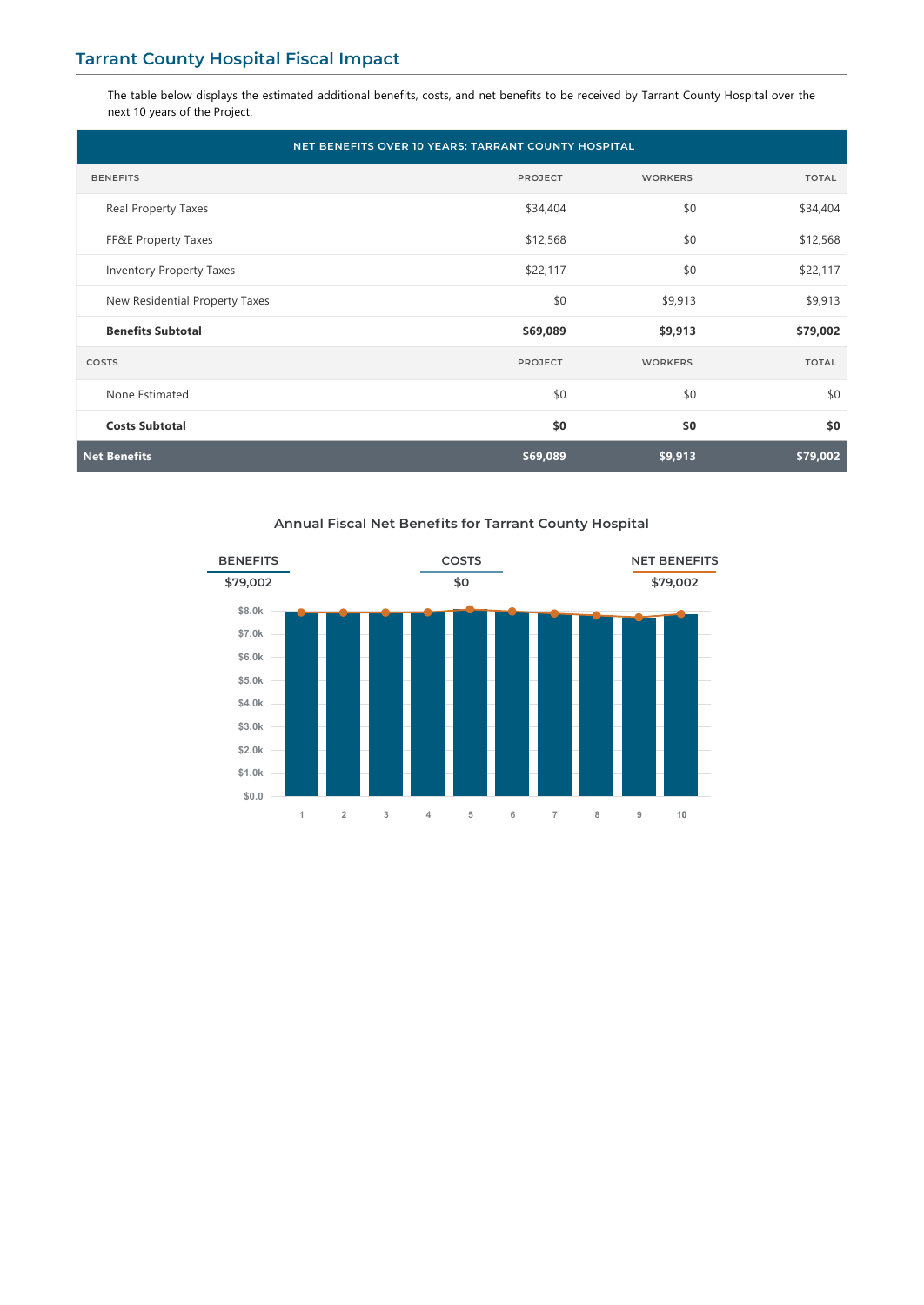## Tarrant County Hospital Fiscal Impact

The table below displays the estimated additional benefits, costs, and net benefits to be received by Tarrant County Hospital over the next 10 years of the Project.

| NET BENEFITS OVER 10 YEARS: TARRANT COUNTY HOSPITAL | | | |
|---|---|---|---|
| BENEFITS | PROJECT | WORKERS | TOTAL |
| Real Property Taxes | $34,404 | $0 | $34,404 |
| FF&E Property Taxes | $12,568 | $0 | $12,568 |
| Inventory Property Taxes | $22,117 | $0 | $22,117 |
| New Residential Property Taxes | $0 | $9,913 | $9,913 |
| **Benefits Subtotal** | **$69,089** | **$9,913** | **$79,002** |
| COSTS | PROJECT | WORKERS | TOTAL |
| None Estimated | $0 | $0 | $0 |
| **Costs Subtotal** | **$0** | **$0** | **$0** |
| **Net Benefits** | **$69,089** | **$9,913** | **$79,002** |

### Annual Fiscal Net Benefits for Tarrant County Hospital

BENEFITS: $79,002

COSTS: $0

NET BENEFITS: $79,002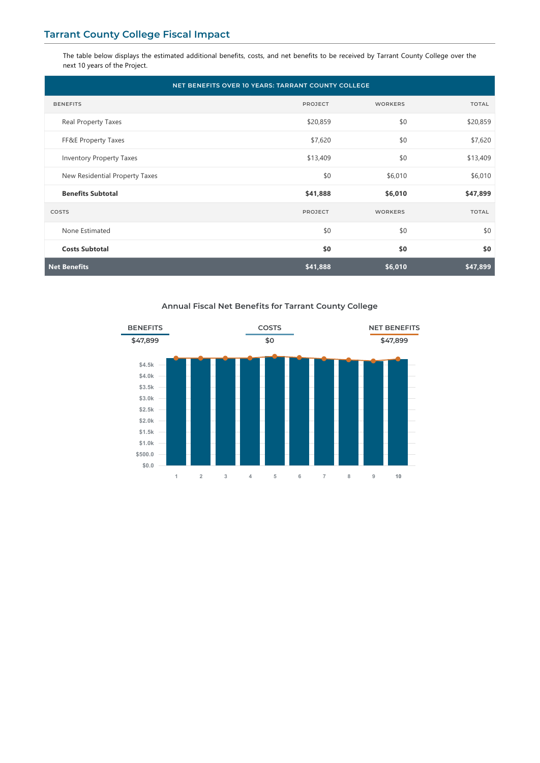## Tarrant County College Fiscal Impact

The table below displays the estimated additional benefits, costs, and net benefits to be received by Tarrant County College over the next 10 years of the Project.

| NET BENEFITS OVER 10 YEARS: TARRANT COUNTY COLLEGE | | | |
|---|---|---|---|
| BENEFITS | PROJECT | WORKERS | TOTAL |
| Real Property Taxes | $20,859 | $0 | $20,859 |
| FF&E Property Taxes | $7,620 | $0 | $7,620 |
| Inventory Property Taxes | $13,409 | $0 | $13,409 |
| New Residential Property Taxes | $0 | $6,010 | $6,010 |
| **Benefits Subtotal** | **$41,888** | **$6,010** | **$47,899** |
| COSTS | PROJECT | WORKERS | TOTAL |
| None Estimated | $0 | $0 | $0 |
| **Costs Subtotal** | **$0** | **$0** | **$0** |
| **Net Benefits** | **$41,888** | **$6,010** | **$47,899** |

### Annual Fiscal Net Benefits for Tarrant County College

BENEFITS $47,899 | COSTS $0 | NET BENEFITS $47,899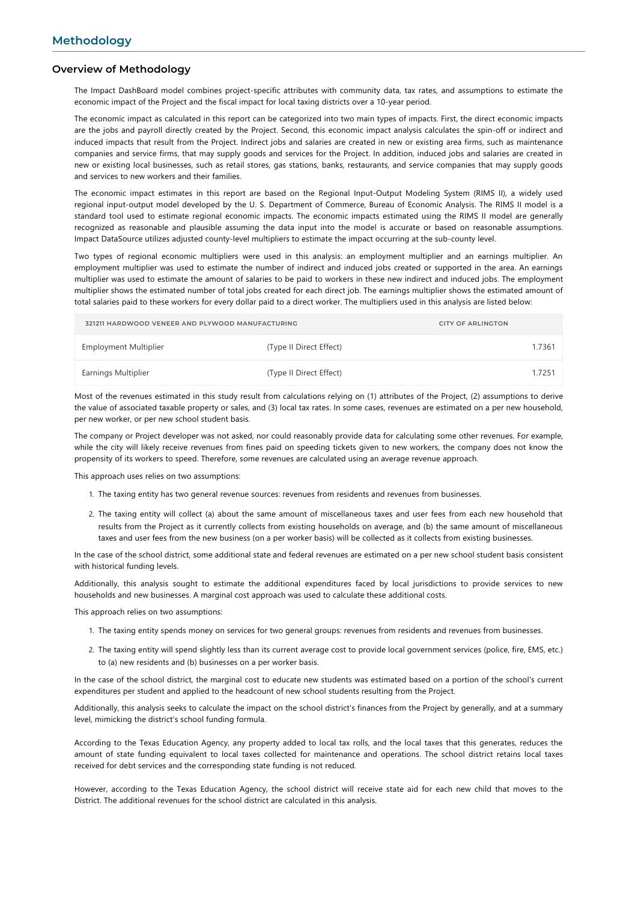# Methodology

## Overview of Methodology

The Impact DashBoard model combines project-specific attributes with community data, tax rates, and assumptions to estimate the economic impact of the Project and the fiscal impact for local taxing districts over a 10-year period.

The economic impact as calculated in this report can be categorized into two main types of impacts. First, the direct economic impacts are the jobs and payroll directly created by the Project. Second, this economic impact analysis calculates the spin-off or indirect and induced impacts that result from the Project. Indirect jobs and salaries are created in new or existing area firms, such as maintenance companies and service firms, that may supply goods and services for the Project. In addition, induced jobs and salaries are created in new or existing local businesses, such as retail stores, gas stations, banks, restaurants, and service companies that may supply goods and services to new workers and their families.

The economic impact estimates in this report are based on the Regional Input-Output Modeling System (RIMS II), a widely used regional input-output model developed by the U. S. Department of Commerce, Bureau of Economic Analysis. The RIMS II model is a standard tool used to estimate regional economic impacts. The economic impacts estimated using the RIMS II model are generally recognized as reasonable and plausible assuming the data input into the model is accurate or based on reasonable assumptions. Impact DataSource utilizes adjusted county-level multipliers to estimate the impact occurring at the sub-county level.

Two types of regional economic multipliers were used in this analysis: an employment multiplier and an earnings multiplier. An employment multiplier was used to estimate the number of indirect and induced jobs created or supported in the area. An earnings multiplier was used to estimate the amount of salaries to be paid to workers in these new indirect and induced jobs. The employment multiplier shows the estimated number of total jobs created for each direct job. The earnings multiplier shows the estimated amount of total salaries paid to these workers for every dollar paid to a direct worker. The multipliers used in this analysis are listed below:

| 321211 HARDWOOD VENEER AND PLYWOOD MANUFACTURING | | CITY OF ARLINGTON |
| --- | --- | --- |
| Employment Multiplier | (Type II Direct Effect) | 1.7361 |
| Earnings Multiplier | (Type II Direct Effect) | 1.7251 |

Most of the revenues estimated in this study result from calculations relying on (1) attributes of the Project, (2) assumptions to derive the value of associated taxable property or sales, and (3) local tax rates. In some cases, revenues are estimated on a per new household, per new worker, or per new school student basis.

The company or Project developer was not asked, nor could reasonably provide data for calculating some other revenues. For example, while the city will likely receive revenues from fines paid on speeding tickets given to new workers, the company does not know the propensity of its workers to speed. Therefore, some revenues are calculated using an average revenue approach.

This approach uses relies on two assumptions:

1. The taxing entity has two general revenue sources: revenues from residents and revenues from businesses.
2. The taxing entity will collect (a) about the same amount of miscellaneous taxes and user fees from each new household that results from the Project as it currently collects from existing households on average, and (b) the same amount of miscellaneous taxes and user fees from the new business (on a per worker basis) will be collected as it collects from existing businesses.

In the case of the school district, some additional state and federal revenues are estimated on a per new school student basis consistent with historical funding levels.

Additionally, this analysis sought to estimate the additional expenditures faced by local jurisdictions to provide services to new households and new businesses. A marginal cost approach was used to calculate these additional costs.

This approach relies on two assumptions:

1. The taxing entity spends money on services for two general groups: revenues from residents and revenues from businesses.
2. The taxing entity will spend slightly less than its current average cost to provide local government services (police, fire, EMS, etc.) to (a) new residents and (b) businesses on a per worker basis.

In the case of the school district, the marginal cost to educate new students was estimated based on a portion of the school's current expenditures per student and applied to the headcount of new school students resulting from the Project.

Additionally, this analysis seeks to calculate the impact on the school district's finances from the Project by generally, and at a summary level, mimicking the district's school funding formula.

According to the Texas Education Agency, any property added to local tax rolls, and the local taxes that this generates, reduces the amount of state funding equivalent to local taxes collected for maintenance and operations. The school district retains local taxes received for debt services and the corresponding state funding is not reduced.

However, according to the Texas Education Agency, the school district will receive state aid for each new child that moves to the District. The additional revenues for the school district are calculated in this analysis.